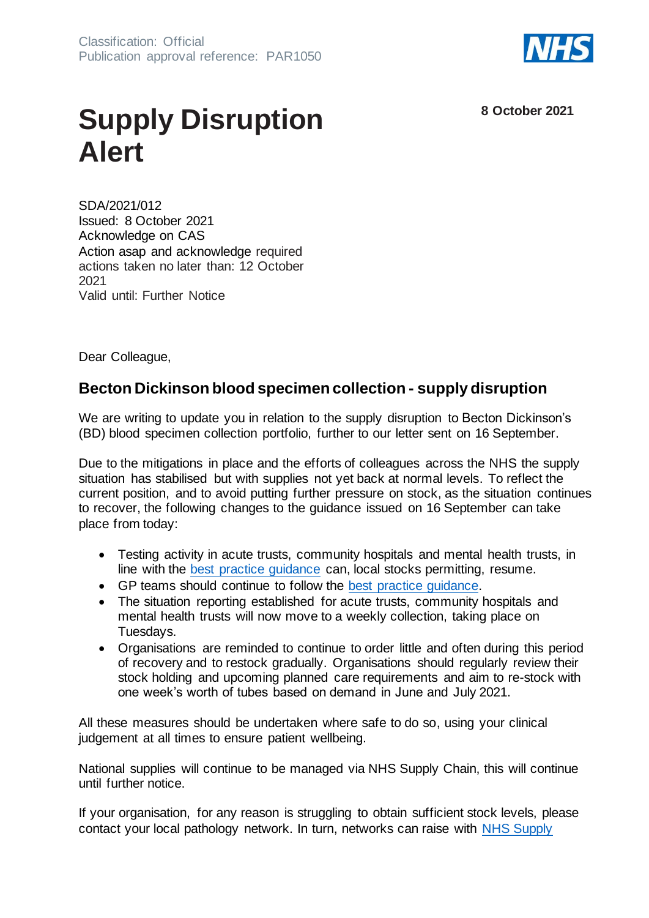Classification: Official
Publication approval reference: PAR1050

8 October 2021

# Supply Disruption Alert

SDA/2021/012
Issued: 8 October 2021
Acknowledge on CAS
Action asap and acknowledge required actions taken no later than: 12 October 2021
Valid until: Further Notice

Dear Colleague,

## Becton Dickinson blood specimen collection - supply disruption

We are writing to update you in relation to the supply disruption to Becton Dickinson's (BD) blood specimen collection portfolio, further to our letter sent on 16 September.

Due to the mitigations in place and the efforts of colleagues across the NHS the supply situation has stabilised but with supplies not yet back at normal levels. To reflect the current position, and to avoid putting further pressure on stock, as the situation continues to recover, the following changes to the guidance issued on 16 September can take place from today:

- Testing activity in acute trusts, community hospitals and mental health trusts, in line with the best practice guidance can, local stocks permitting, resume.
- GP teams should continue to follow the best practice guidance.
- The situation reporting established for acute trusts, community hospitals and mental health trusts will now move to a weekly collection, taking place on Tuesdays.
- Organisations are reminded to continue to order little and often during this period of recovery and to restock gradually. Organisations should regularly review their stock holding and upcoming planned care requirements and aim to re-stock with one week's worth of tubes based on demand in June and July 2021.

All these measures should be undertaken where safe to do so, using your clinical judgement at all times to ensure patient wellbeing.

National supplies will continue to be managed via NHS Supply Chain, this will continue until further notice.

If your organisation, for any reason is struggling to obtain sufficient stock levels, please contact your local pathology network. In turn, networks can raise with NHS Supply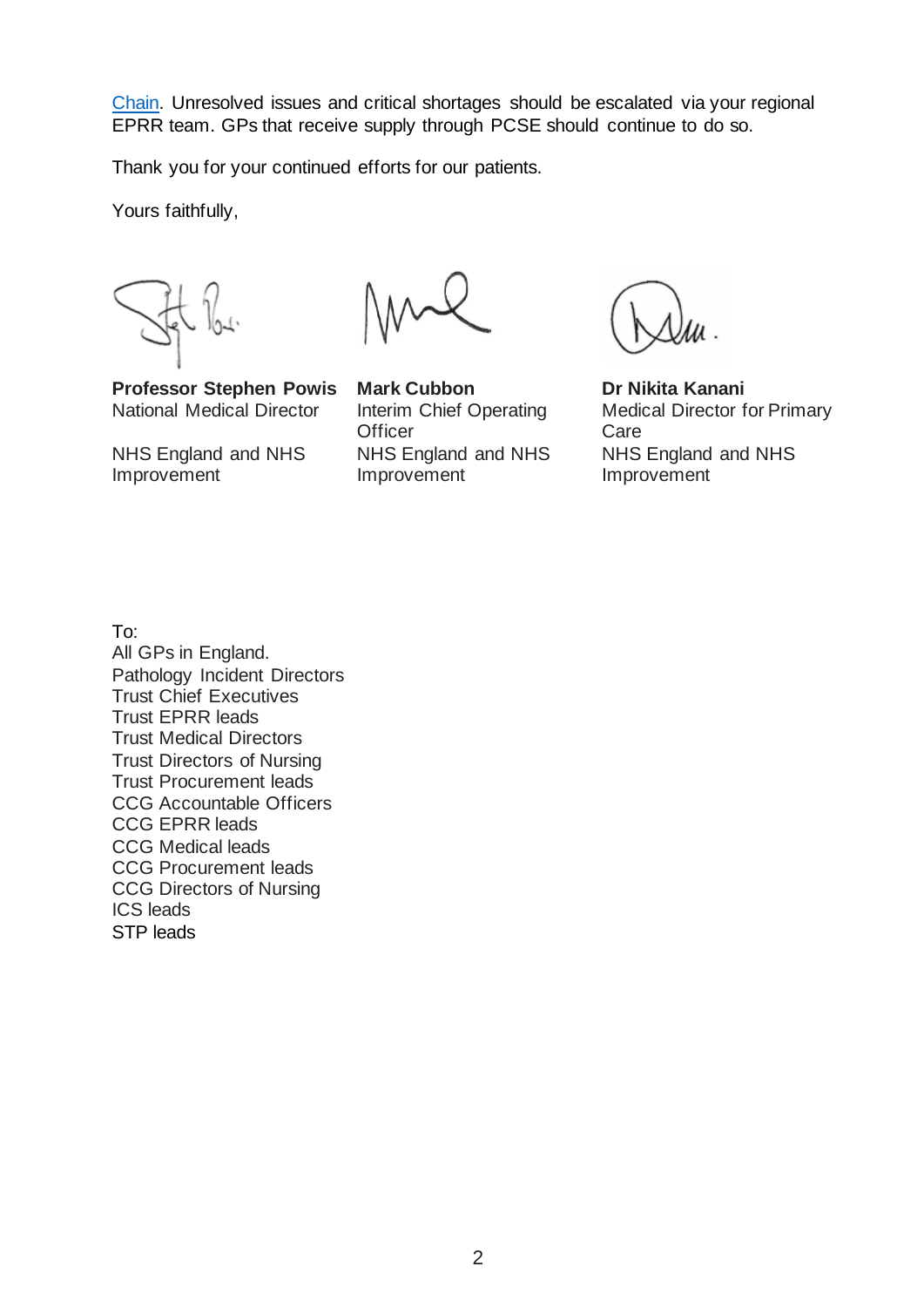Chain. Unresolved issues and critical shortages should be escalated via your regional EPRR team. GPs that receive supply through PCSE should continue to do so.

Thank you for your continued efforts for our patients.

Yours faithfully,

**Professor Stephen Powis**
National Medical Director

NHS England and NHS Improvement

**Mark Cubbon**
Interim Chief Operating Officer
NHS England and NHS Improvement

**Dr Nikita Kanani**
Medical Director for Primary Care
NHS England and NHS Improvement

To:
All GPs in England.
Pathology Incident Directors
Trust Chief Executives
Trust EPRR leads
Trust Medical Directors
Trust Directors of Nursing
Trust Procurement leads
CCG Accountable Officers
CCG EPRR leads
CCG Medical leads
CCG Procurement leads
CCG Directors of Nursing
ICS leads
STP leads